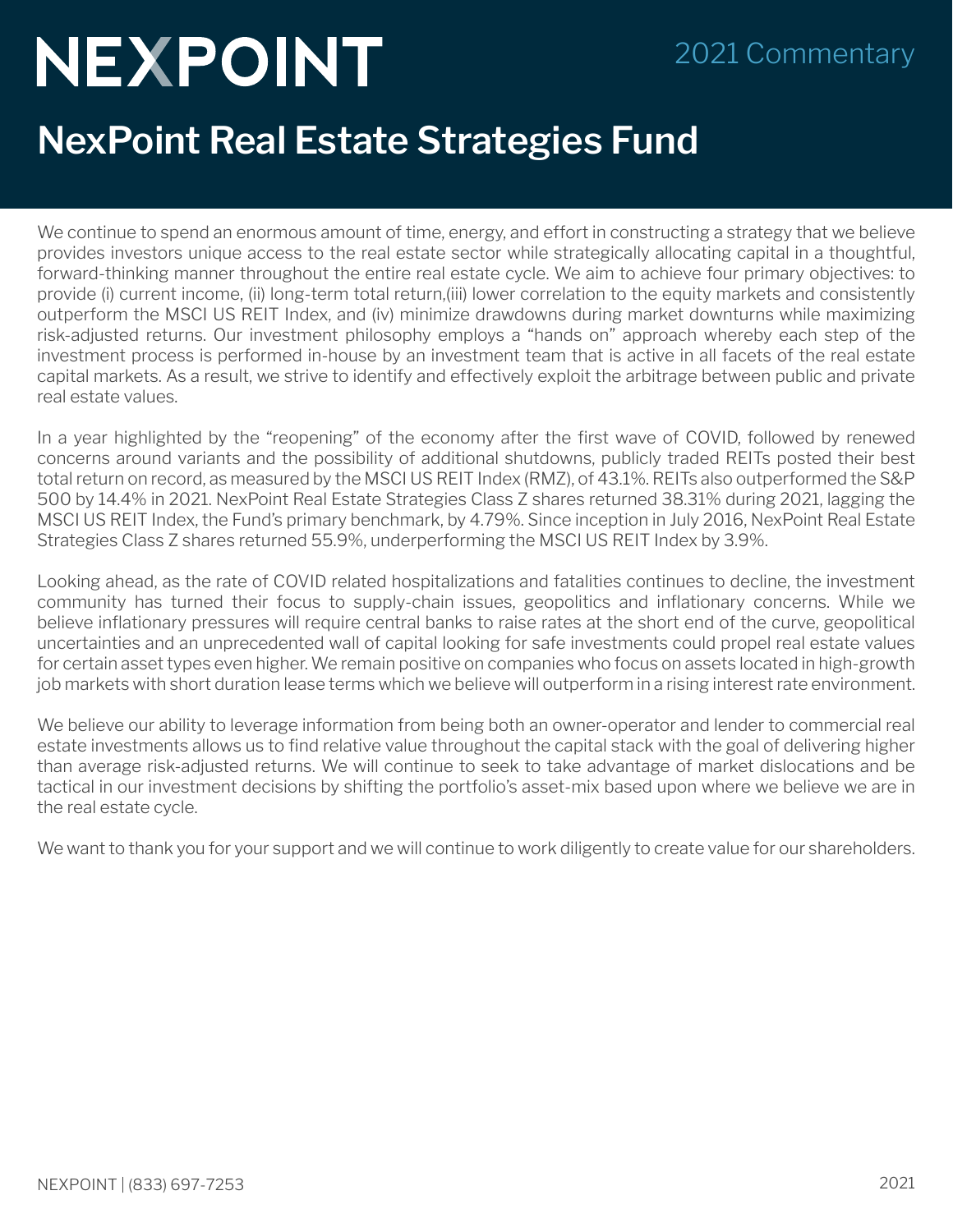# NEXPOINT

2021 Commentary

## NexPoint Real Estate Strategies Fund

We continue to spend an enormous amount of time, energy, and effort in constructing a strategy that we believe provides investors unique access to the real estate sector while strategically allocating capital in a thoughtful, forward-thinking manner throughout the entire real estate cycle. We aim to achieve four primary objectives: to provide (i) current income, (ii) long-term total return,(iii) lower correlation to the equity markets and consistently outperform the MSCI US REIT Index, and (iv) minimize drawdowns during market downturns while maximizing risk-adjusted returns. Our investment philosophy employs a "hands on" approach whereby each step of the investment process is performed in-house by an investment team that is active in all facets of the real estate capital markets. As a result, we strive to identify and effectively exploit the arbitrage between public and private real estate values.

In a year highlighted by the "reopening" of the economy after the first wave of COVID, followed by renewed concerns around variants and the possibility of additional shutdowns, publicly traded REITs posted their best total return on record, as measured by the MSCI US REIT Index (RMZ), of 43.1%. REITs also outperformed the S&P 500 by 14.4% in 2021. NexPoint Real Estate Strategies Class Z shares returned 38.31% during 2021, lagging the MSCI US REIT Index, the Fund's primary benchmark, by 4.79%. Since inception in July 2016, NexPoint Real Estate Strategies Class Z shares returned 55.9%, underperforming the MSCI US REIT Index by 3.9%.

Looking ahead, as the rate of COVID related hospitalizations and fatalities continues to decline, the investment community has turned their focus to supply-chain issues, geopolitics and inflationary concerns. While we believe inflationary pressures will require central banks to raise rates at the short end of the curve, geopolitical uncertainties and an unprecedented wall of capital looking for safe investments could propel real estate values for certain asset types even higher. We remain positive on companies who focus on assets located in high-growth job markets with short duration lease terms which we believe will outperform in a rising interest rate environment.

We believe our ability to leverage information from being both an owner-operator and lender to commercial real estate investments allows us to find relative value throughout the capital stack with the goal of delivering higher than average risk-adjusted returns. We will continue to seek to take advantage of market dislocations and be tactical in our investment decisions by shifting the portfolio's asset-mix based upon where we believe we are in the real estate cycle.

We want to thank you for your support and we will continue to work diligently to create value for our shareholders.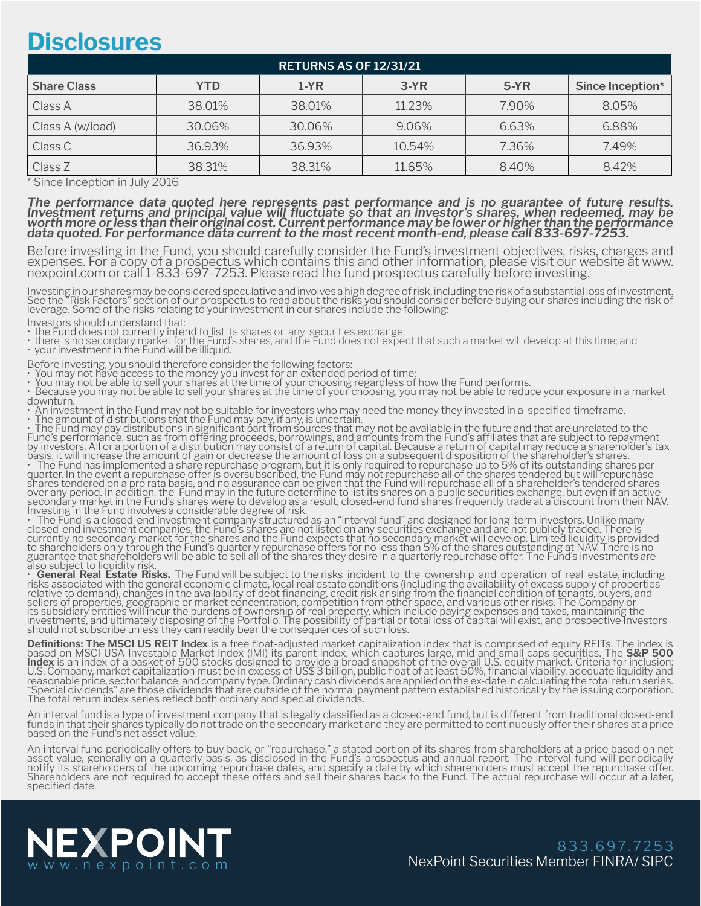# Disclosures

| RETURNS AS OF 12/31/21 | | | | | |
|---|---|---|---|---|---|
| Share Class | YTD | 1-YR | 3-YR | 5-YR | Since Inception* |
| Class A | 38.01% | 38.01% | 11.23% | 7.90% | 8.05% |
| Class A (w/load) | 30.06% | 30.06% | 9.06% | 6.63% | 6.88% |
| Class C | 36.93% | 36.93% | 10.54% | 7.36% | 7.49% |
| Class Z | 38.31% | 38.31% | 11.65% | 8.40% | 8.42% |

* Since Inception in July 2016

***The performance data quoted here represents past performance and is no guarantee of future results. Investment returns and principal value will fluctuate so that an investor's shares, when redeemed, may be worth more or less than their original cost. Current performance may be lower or higher than the performance data quoted. For performance data current to the most recent month-end, please call 833-697-7253.***

Before investing in the Fund, you should carefully consider the Fund's investment objectives, risks, charges and expenses. For a copy of a prospectus which contains this and other information, please visit our website at www.nexpoint.com or call 1-833-697-7253. Please read the fund prospectus carefully before investing.

Investing in our shares may be considered speculative and involves a high degree of risk, including the risk of a substantial loss of investment. See the "Risk Factors" section of our prospectus to read about the risks you should consider before buying our shares including the risk of leverage. Some of the risks relating to your investment in our shares include the following:

Investors should understand that:
- the Fund does not currently intend to list its shares on any securities exchange;
- there is no secondary market for the Fund's shares, and the Fund does not expect that such a market will develop at this time; and
- your investment in the Fund will be illiquid.

Before investing, you should therefore consider the following factors:
- You may not have access to the money you invest for an extended period of time;
- You may not be able to sell your shares at the time of your choosing regardless of how the Fund performs.
- Because you may not be able to sell your shares at the time of your choosing, you may not be able to reduce your exposure in a market downturn.
- An investment in the Fund may not be suitable for investors who may need the money they invested in a specified timeframe.
- The amount of distributions that the Fund may pay, if any, is uncertain.
- The Fund may pay distributions in significant part from sources that may not be available in the future and that are unrelated to the Fund's performance, such as from offering proceeds, borrowings, and amounts from the Fund's affiliates that are subject to repayment by investors. All or a portion of a distribution may consist of a return of capital. Because a return of capital may reduce a shareholder's tax basis, it will increase the amount of gain or decrease the amount of loss on a subsequent disposition of the shareholder's shares.
- The Fund has implemented a share repurchase program, but it is only required to repurchase up to 5% of its outstanding shares per quarter. In the event a repurchase offer is oversubscribed, the Fund may not repurchase all of the shares tendered but will repurchase shares tendered on a pro rata basis, and no assurance can be given that the Fund will repurchase all of a shareholder's tendered shares over any period. In addition, the Fund may in the future determine to list its shares on a public securities exchange, but even if an active secondary market in the Fund's shares were to develop as a result, closed-end fund shares frequently trade at a discount from their NAV. Investing in the Fund involves a considerable degree of risk.
- The Fund is a closed-end investment company structured as an "interval fund" and designed for long-term investors. Unlike many closed-end investment companies, the Fund's shares are not listed on any securities exchange and are not publicly traded. There is currently no secondary market for the shares and the Fund expects that no secondary market will develop. Limited liquidity is provided to shareholders only through the Fund's quarterly repurchase offers for no less than 5% of the shares outstanding at NAV. There is no guarantee that shareholders will be able to sell all of the shares they desire in a quarterly repurchase offer. The Fund's investments are also subject to liquidity risk.
- **General Real Estate Risks.** The Fund will be subject to the risks incident to the ownership and operation of real estate, including risks associated with the general economic climate, local real estate conditions (including the availability of excess supply of properties relative to demand), changes in the availability of debt financing, credit risk arising from the financial condition of tenants, buyers, and sellers of properties, geographic or market concentration, competition from other space, and various other risks. The Company or its subsidiary entities will incur the burdens of ownership of real property, which include paying expenses and taxes, maintaining the investments, and ultimately disposing of the Portfolio. The possibility of partial or total loss of capital will exist, and prospective Investors should not subscribe unless they can readily bear the consequences of such loss.

**Definitions: The MSCI US REIT Index** is a free float-adjusted market capitalization index that is comprised of equity REITs. The index is based on MSCI USA Investable Market Index (IMI) its parent index, which captures large, mid and small caps securities. The **S&P 500 Index** is an index of a basket of 500 stocks designed to provide a broad snapshot of the overall U.S. equity market. Criteria for inclusion: U.S. Company, market capitalization must be in excess of US$ 3 billion, public float of at least 50%, financial viability, adequate liquidity and reasonable price, sector balance, and company type. Ordinary cash dividends are applied on the ex-date in calculating the total return series. "Special dividends" are those dividends that are outside of the normal payment pattern established historically by the issuing corporation. The total return index series reflect both ordinary and special dividends.

An interval fund is a type of investment company that is legally classified as a closed-end fund, but is different from traditional closed-end funds in that their shares typically do not trade on the secondary market and they are permitted to continuously offer their shares at a price based on the Fund's net asset value.

An interval fund periodically offers to buy back, or "repurchase," a stated portion of its shares from shareholders at a price based on net asset value, generally on a quarterly basis, as disclosed in the Fund's prospectus and annual report. The interval fund will periodically notify its shareholders of the upcoming repurchase dates, and specify a date by which shareholders must accept the repurchase offer. Shareholders are not required to accept these offers and sell their shares back to the Fund. The actual repurchase will occur at a later, specified date.

NEXPOINT
www.nexpoint.com

833.697.7253
NexPoint Securities Member FINRA/ SIPC